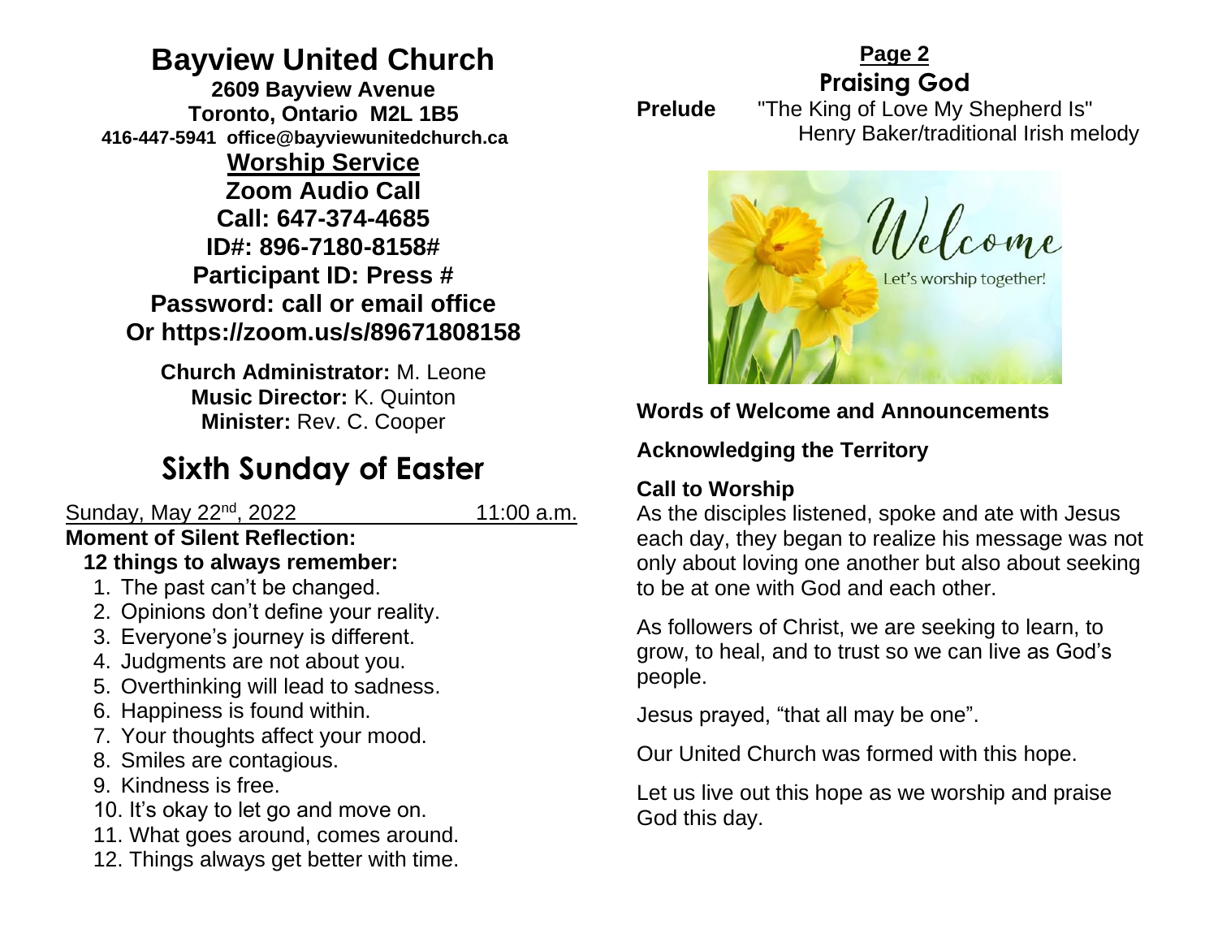# Bayview United Church

**2609 Bayview Avenue**
**Toronto, Ontario M2L 1B5**
**416-447-5941 office@bayviewunitedchurch.ca**

## Worship Service

**Zoom Audio Call**
**Call: 647-374-4685**
**ID#: 896-7180-8158#**
**Participant ID: Press #**
**Password: call or email office**
**Or https://zoom.us/s/89671808158**

**Church Administrator:** M. Leone
**Music Director:** K. Quinton
**Minister:** Rev. C. Cooper

# Sixth Sunday of Easter

Sunday, May 22nd, 2022 11:00 a.m.

**Moment of Silent Reflection:**

**12 things to always remember:**

1. The past can't be changed.
2. Opinions don't define your reality.
3. Everyone's journey is different.
4. Judgments are not about you.
5. Overthinking will lead to sadness.
6. Happiness is found within.
7. Your thoughts affect your mood.
8. Smiles are contagious.
9. Kindness is free.
10. It's okay to let go and move on.
11. What goes around, comes around.
12. Things always get better with time.

**Page 2**

## Praising God

**Prelude** "The King of Love My Shepherd Is"
Henry Baker/traditional Irish melody

Welcome
Let's worship together!

**Words of Welcome and Announcements**

**Acknowledging the Territory**

**Call to Worship**

As the disciples listened, spoke and ate with Jesus each day, they began to realize his message was not only about loving one another but also about seeking to be at one with God and each other.

As followers of Christ, we are seeking to learn, to grow, to heal, and to trust so we can live as God's people.

Jesus prayed, "that all may be one".

Our United Church was formed with this hope.

Let us live out this hope as we worship and praise God this day.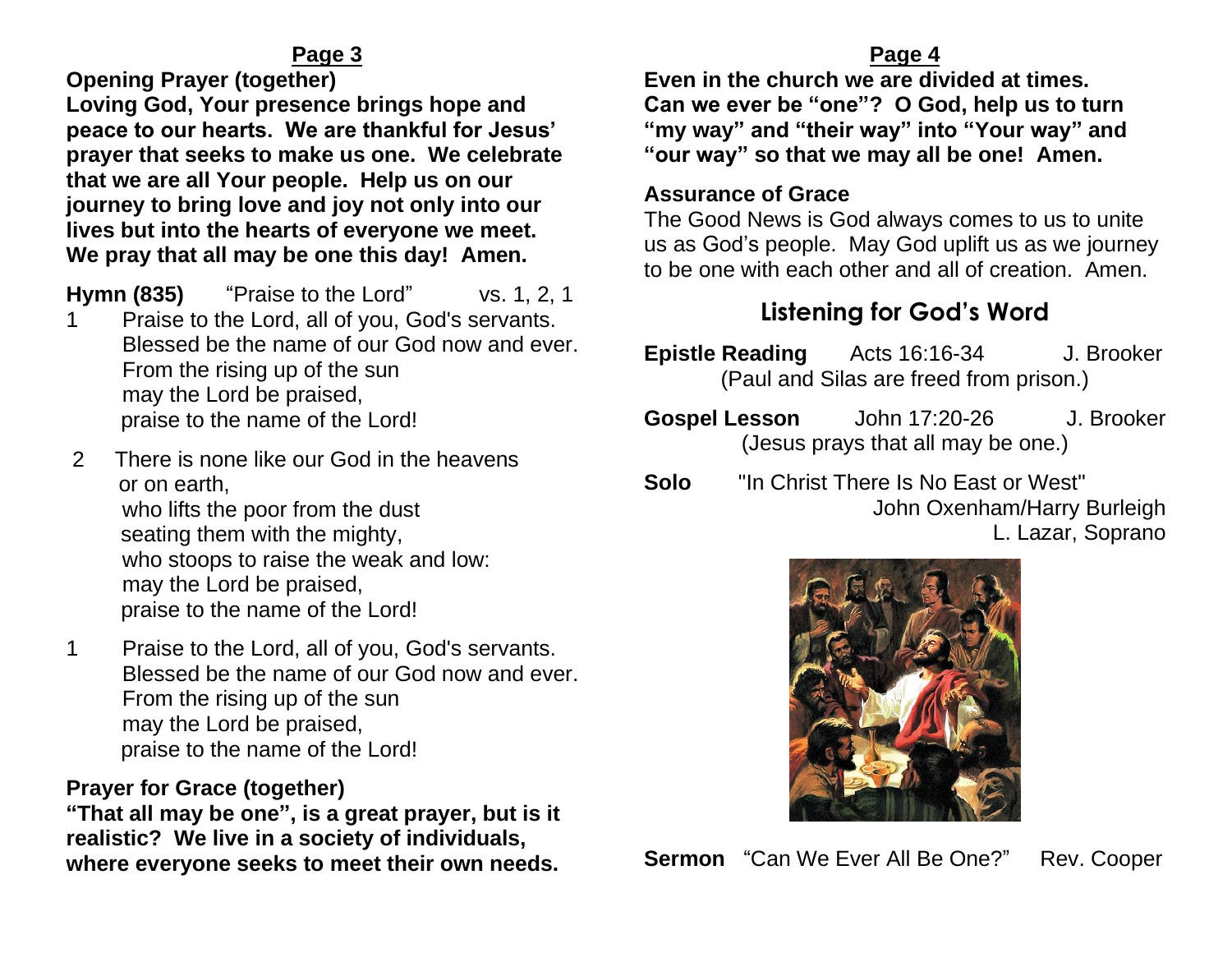**Opening Prayer (together)**

**Loving God, Your presence brings hope and peace to our hearts. We are thankful for Jesus' prayer that seeks to make us one. We celebrate that we are all Your people. Help us on our journey to bring love and joy not only into our lives but into the hearts of everyone we meet. We pray that all may be one this day! Amen.**

**Hymn (835)** "Praise to the Lord" vs. 1, 2, 1

1 Praise to the Lord, all of you, God's servants.
Blessed be the name of our God now and ever.
From the rising up of the sun
may the Lord be praised,
praise to the name of the Lord!

2 There is none like our God in the heavens
or on earth,
who lifts the poor from the dust
seating them with the mighty,
who stoops to raise the weak and low:
may the Lord be praised,
praise to the name of the Lord!

1 Praise to the Lord, all of you, God's servants.
Blessed be the name of our God now and ever.
From the rising up of the sun
may the Lord be praised,
praise to the name of the Lord!

**Prayer for Grace (together)**

**"That all may be one", is a great prayer, but is it realistic? We live in a society of individuals, where everyone seeks to meet their own needs. Even in the church we are divided at times. Can we ever be "one"? O God, help us to turn "my way" and "their way" into "Your way" and "our way" so that we may all be one! Amen.**

**Assurance of Grace**

The Good News is God always comes to us to unite us as God's people. May God uplift us as we journey to be one with each other and all of creation. Amen.

## Listening for God's Word

**Epistle Reading** Acts 16:16-34 J. Brooker
(Paul and Silas are freed from prison.)

**Gospel Lesson** John 17:20-26 J. Brooker
(Jesus prays that all may be one.)

**Solo** "In Christ There Is No East or West"
John Oxenham/Harry Burleigh
L. Lazar, Soprano

**Sermon** "Can We Ever All Be One?" Rev. Cooper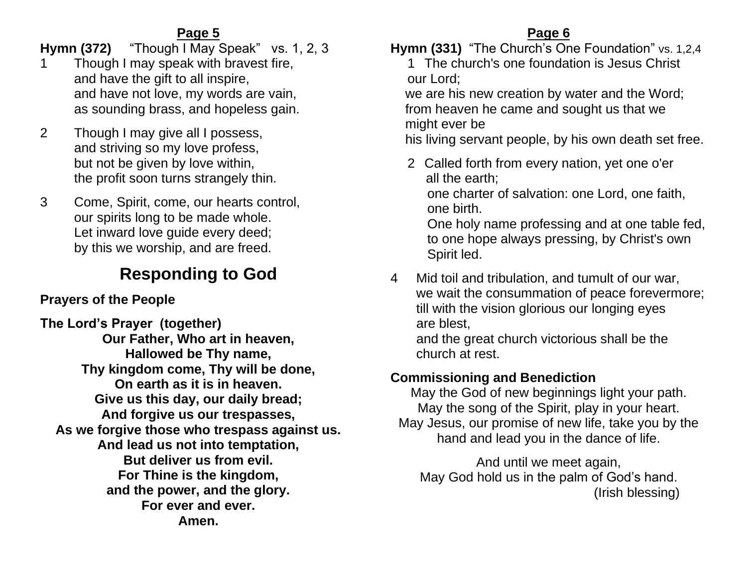**Page 5**

**Hymn (372)** "Though I May Speak" vs. 1, 2, 3

1. Though I may speak with bravest fire,
   and have the gift to all inspire,
   and have not love, my words are vain,
   as sounding brass, and hopeless gain.

2. Though I may give all I possess,
   and striving so my love profess,
   but not be given by love within,
   the profit soon turns strangely thin.

3. Come, Spirit, come, our hearts control,
   our spirits long to be made whole.
   Let inward love guide every deed;
   by this we worship, and are freed.

## Responding to God

**Prayers of the People**

**The Lord's Prayer (together)**

**Our Father, Who art in heaven,**
**Hallowed be Thy name,**
**Thy kingdom come, Thy will be done,**
**On earth as it is in heaven.**
**Give us this day, our daily bread;**
**And forgive us our trespasses,**
**As we forgive those who trespass against us.**
**And lead us not into temptation,**
**But deliver us from evil.**
**For Thine is the kingdom,**
**and the power, and the glory.**
**For ever and ever.**
**Amen.**

**Page 6**

**Hymn (331)** "The Church's One Foundation" vs. 1,2,4

1. The church's one foundation is Jesus Christ our Lord;
   we are his new creation by water and the Word;
   from heaven he came and sought us that we might ever be
   his living servant people, by his own death set free.

2. Called forth from every nation, yet one o'er all the earth;
   one charter of salvation: one Lord, one faith, one birth.
   One holy name professing and at one table fed,
   to one hope always pressing, by Christ's own Spirit led.

4. Mid toil and tribulation, and tumult of our war,
   we wait the consummation of peace forevermore;
   till with the vision glorious our longing eyes are blest,
   and the great church victorious shall be the church at rest.

**Commissioning and Benediction**

May the God of new beginnings light your path.
May the song of the Spirit, play in your heart.
May Jesus, our promise of new life, take you by the hand and lead you in the dance of life.

And until we meet again,
May God hold us in the palm of God's hand.
(Irish blessing)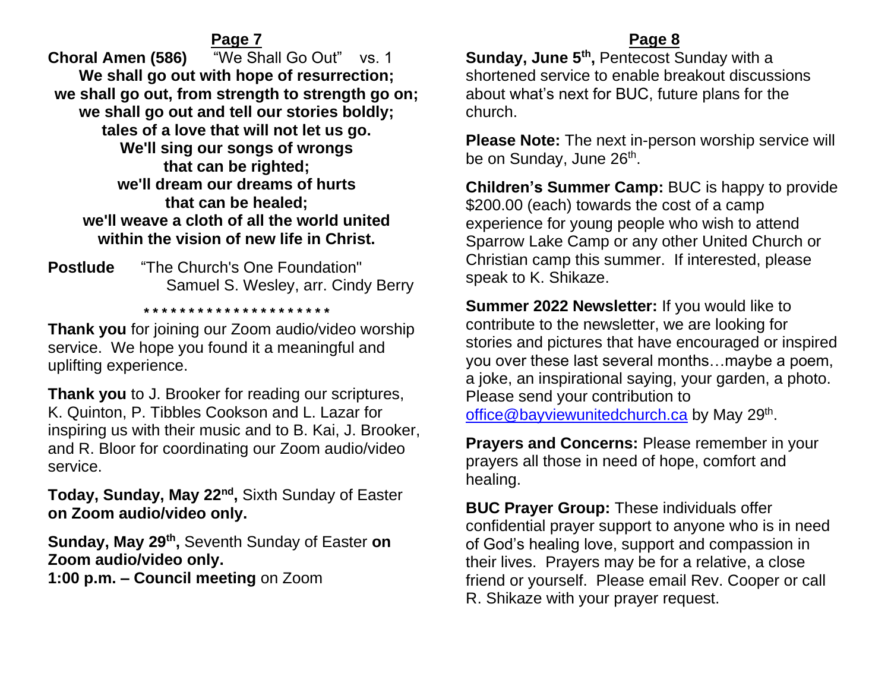## Page 7

**Choral Amen (586)** "We Shall Go Out" vs. 1

**We shall go out with hope of resurrection;**
**we shall go out, from strength to strength go on;**
**we shall go out and tell our stories boldly;**
**tales of a love that will not let us go.**
**We'll sing our songs of wrongs**
**that can be righted;**
**we'll dream our dreams of hurts**
**that can be healed;**
**we'll weave a cloth of all the world united**
**within the vision of new life in Christ.**

**Postlude** "The Church's One Foundation"
Samuel S. Wesley, arr. Cindy Berry

\*\*\*\*\*\*\*\*\*\*\*\*\*\*\*\*\*\*\*\*\*\*

**Thank you** for joining our Zoom audio/video worship service. We hope you found it a meaningful and uplifting experience.

**Thank you** to J. Brooker for reading our scriptures, K. Quinton, P. Tibbles Cookson and L. Lazar for inspiring us with their music and to B. Kai, J. Brooker, and R. Bloor for coordinating our Zoom audio/video service.

**Today, Sunday, May 22nd,** Sixth Sunday of Easter **on Zoom audio/video only.**

**Sunday, May 29th,** Seventh Sunday of Easter **on Zoom audio/video only.**
**1:00 p.m. – Council meeting** on Zoom

## Page 8

**Sunday, June 5th,** Pentecost Sunday with a shortened service to enable breakout discussions about what's next for BUC, future plans for the church.

**Please Note:** The next in-person worship service will be on Sunday, June 26th.

**Children's Summer Camp:** BUC is happy to provide $200.00 (each) towards the cost of a camp experience for young people who wish to attend Sparrow Lake Camp or any other United Church or Christian camp this summer. If interested, please speak to K. Shikaze.

**Summer 2022 Newsletter:** If you would like to contribute to the newsletter, we are looking for stories and pictures that have encouraged or inspired you over these last several months…maybe a poem, a joke, an inspirational saying, your garden, a photo. Please send your contribution to office@bayviewunitedchurch.ca by May 29th.

**Prayers and Concerns:** Please remember in your prayers all those in need of hope, comfort and healing.

**BUC Prayer Group:** These individuals offer confidential prayer support to anyone who is in need of God's healing love, support and compassion in their lives. Prayers may be for a relative, a close friend or yourself. Please email Rev. Cooper or call R. Shikaze with your prayer request.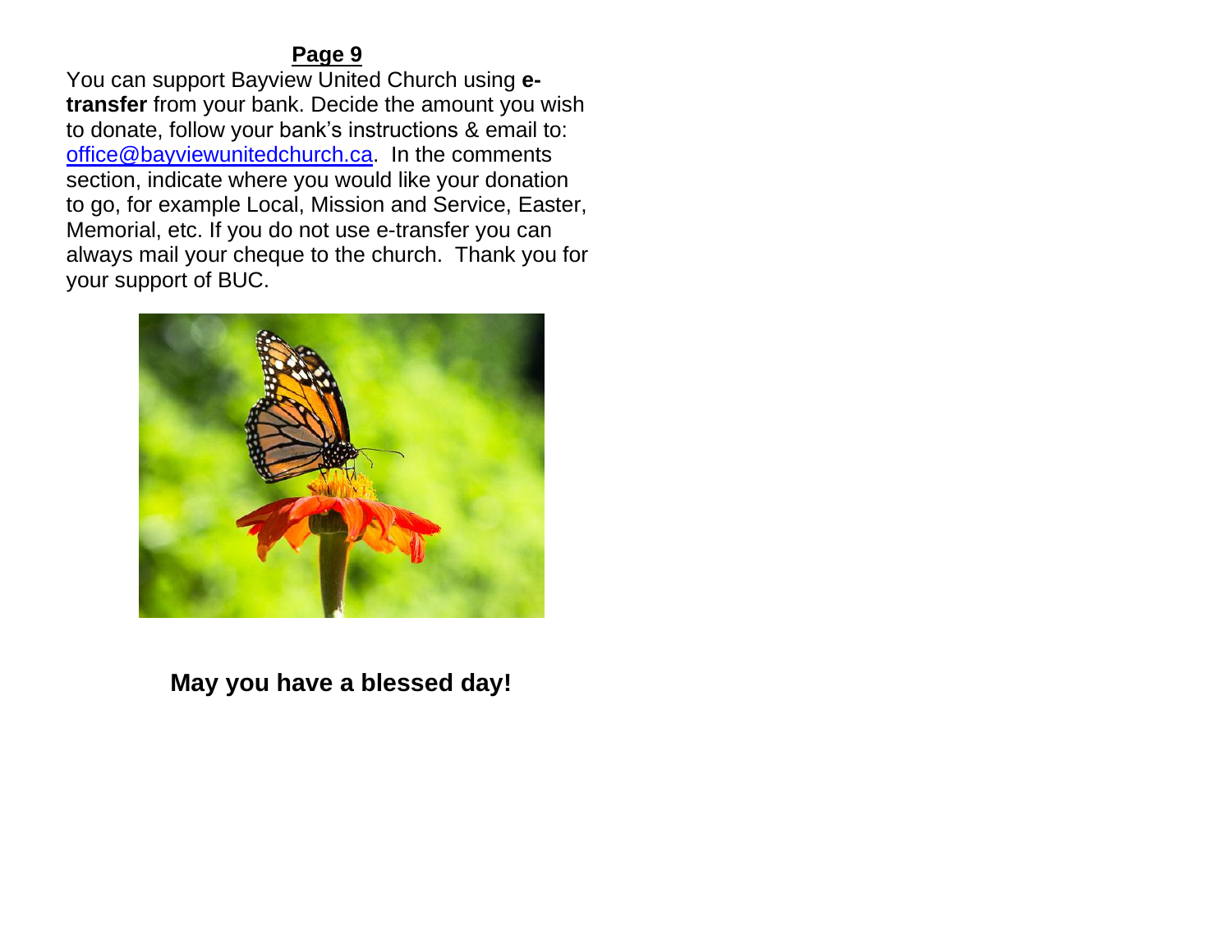You can support Bayview United Church using **e-transfer** from your bank. Decide the amount you wish to donate, follow your bank's instructions & email to: office@bayviewunitedchurch.ca. In the comments section, indicate where you would like your donation to go, for example Local, Mission and Service, Easter, Memorial, etc. If you do not use e-transfer you can always mail your cheque to the church. Thank you for your support of BUC.

**May you have a blessed day!**